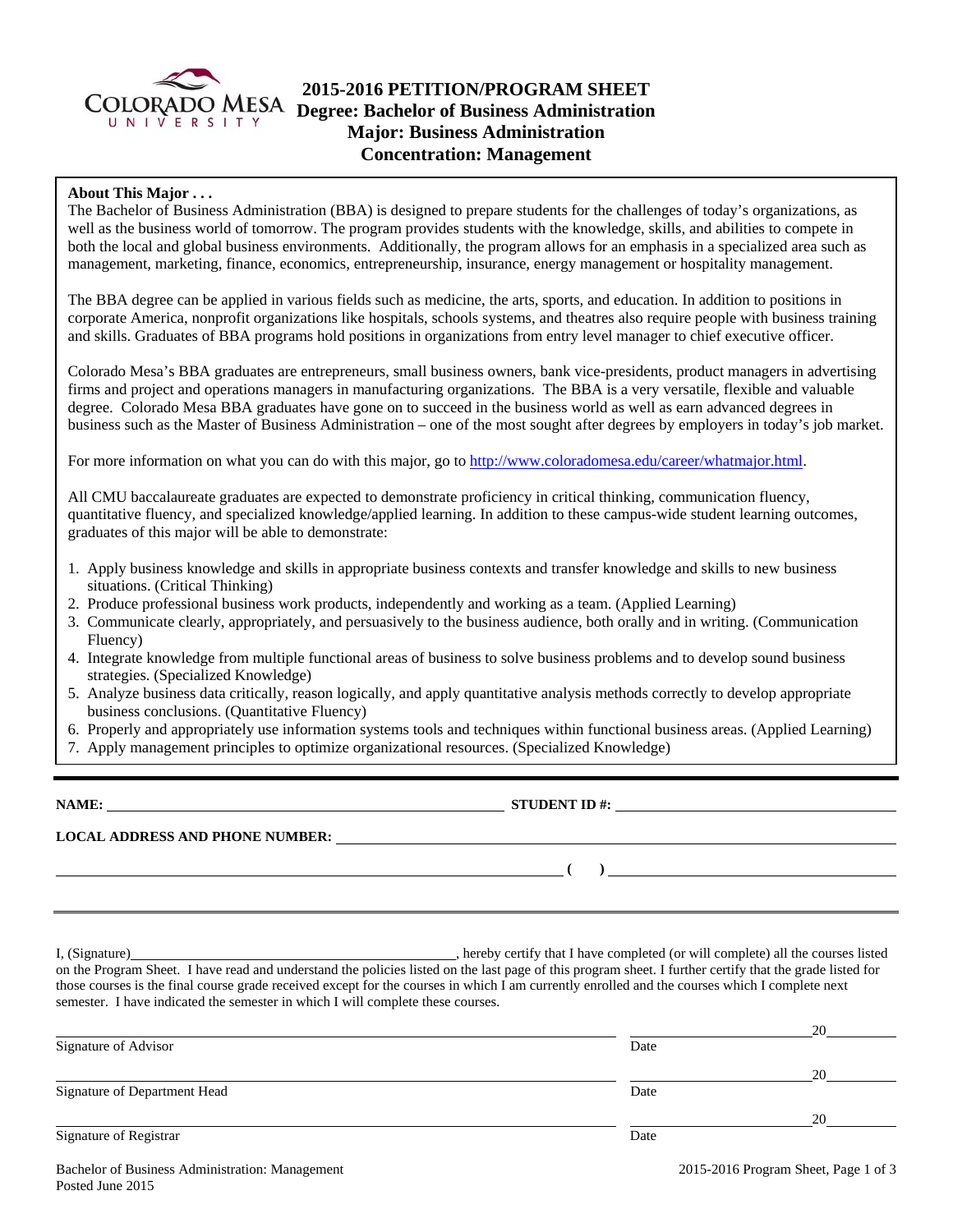# 2015-2016 PETITION/PROGRAM SHEET
## Degree: Bachelor of Business Administration
## Major: Business Administration
## Concentration: Management

**About This Major . . .**

The Bachelor of Business Administration (BBA) is designed to prepare students for the challenges of today's organizations, as well as the business world of tomorrow. The program provides students with the knowledge, skills, and abilities to compete in both the local and global business environments. Additionally, the program allows for an emphasis in a specialized area such as management, marketing, finance, economics, entrepreneurship, insurance, energy management or hospitality management.

The BBA degree can be applied in various fields such as medicine, the arts, sports, and education. In addition to positions in corporate America, nonprofit organizations like hospitals, schools systems, and theatres also require people with business training and skills. Graduates of BBA programs hold positions in organizations from entry level manager to chief executive officer.

Colorado Mesa's BBA graduates are entrepreneurs, small business owners, bank vice-presidents, product managers in advertising firms and project and operations managers in manufacturing organizations. The BBA is a very versatile, flexible and valuable degree. Colorado Mesa BBA graduates have gone on to succeed in the business world as well as earn advanced degrees in business such as the Master of Business Administration – one of the most sought after degrees by employers in today's job market.

For more information on what you can do with this major, go to http://www.coloradomesa.edu/career/whatmajor.html.

All CMU baccalaureate graduates are expected to demonstrate proficiency in critical thinking, communication fluency, quantitative fluency, and specialized knowledge/applied learning. In addition to these campus-wide student learning outcomes, graduates of this major will be able to demonstrate:

1. Apply business knowledge and skills in appropriate business contexts and transfer knowledge and skills to new business situations. (Critical Thinking)
2. Produce professional business work products, independently and working as a team. (Applied Learning)
3. Communicate clearly, appropriately, and persuasively to the business audience, both orally and in writing. (Communication Fluency)
4. Integrate knowledge from multiple functional areas of business to solve business problems and to develop sound business strategies. (Specialized Knowledge)
5. Analyze business data critically, reason logically, and apply quantitative analysis methods correctly to develop appropriate business conclusions. (Quantitative Fluency)
6. Properly and appropriately use information systems tools and techniques within functional business areas. (Applied Learning)
7. Apply management principles to optimize organizational resources. (Specialized Knowledge)

---

**NAME:** ______________________________ **STUDENT ID #:** ______________________________

**LOCAL ADDRESS AND PHONE NUMBER:** ______________________________

______________________________ **( )** ______________________________

---

I, (Signature)______________________________, hereby certify that I have completed (or will complete) all the courses listed on the Program Sheet. I have read and understand the policies listed on the last page of this program sheet. I further certify that the grade listed for those courses is the final course grade received except for the courses in which I am currently enrolled and the courses which I complete next semester. I have indicated the semester in which I will complete these courses.

______________________________ ______________ 20______
Signature of Advisor Date

______________________________ ______________ 20______
Signature of Department Head Date

______________________________ ______________ 20______
Signature of Registrar Date

Bachelor of Business Administration: Management
Posted June 2015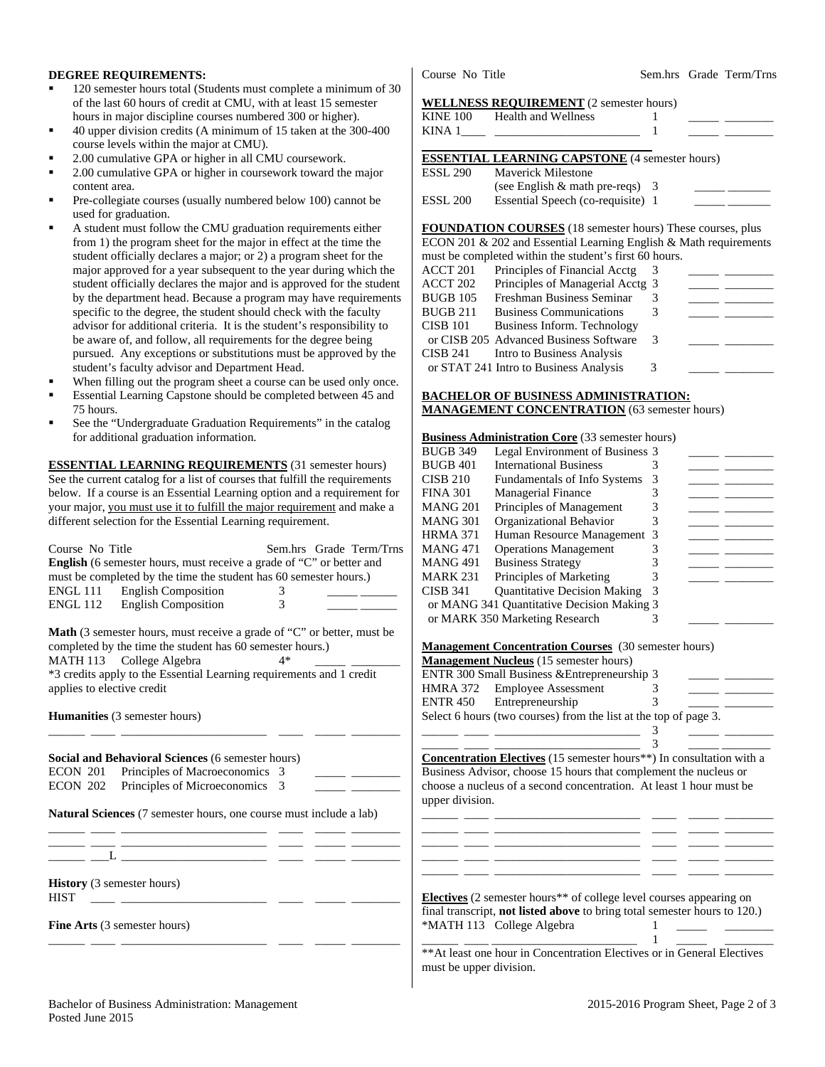## DEGREE REQUIREMENTS:

- 120 semester hours total (Students must complete a minimum of 30 of the last 60 hours of credit at CMU, with at least 15 semester hours in major discipline courses numbered 300 or higher).
- 40 upper division credits (A minimum of 15 taken at the 300-400 course levels within the major at CMU).
- 2.00 cumulative GPA or higher in all CMU coursework.
- 2.00 cumulative GPA or higher in coursework toward the major content area.
- Pre-collegiate courses (usually numbered below 100) cannot be used for graduation.
- A student must follow the CMU graduation requirements either from 1) the program sheet for the major in effect at the time the student officially declares a major; or 2) a program sheet for the major approved for a year subsequent to the year during which the student officially declares the major and is approved for the student by the department head. Because a program may have requirements specific to the degree, the student should check with the faculty advisor for additional criteria. It is the student's responsibility to be aware of, and follow, all requirements for the degree being pursued. Any exceptions or substitutions must be approved by the student's faculty advisor and Department Head.
- When filling out the program sheet a course can be used only once.
- Essential Learning Capstone should be completed between 45 and 75 hours.
- See the "Undergraduate Graduation Requirements" in the catalog for additional graduation information.

**ESSENTIAL LEARNING REQUIREMENTS** (31 semester hours)
See the current catalog for a list of courses that fulfill the requirements below. If a course is an Essential Learning option and a requirement for your major, you must use it to fulfill the major requirement and make a different selection for the Essential Learning requirement.

| Course No | Title | Sem.hrs | Grade | Term/Trns |
|---|---|---|---|---|
| **English** (6 semester hours, must receive a grade of "C" or better and must be completed by the time the student has 60 semester hours.) | | | | |
| ENGL 111 | English Composition | 3 | _____ | ______ |
| ENGL 112 | English Composition | 3 | _____ | ______ |
| **Math** (3 semester hours, must receive a grade of "C" or better, must be completed by the time the student has 60 semester hours.) | | | | |
| MATH 113 | College Algebra | 4* | _____ | ________ |
| *3 credits apply to the Essential Learning requirements and 1 credit applies to elective credit | | | | |
| **Humanities** (3 semester hours) | | | | |
| ______ ____ | ________________________ | ____ | _____ | ________ |
| **Social and Behavioral Sciences** (6 semester hours) | | | | |
| ECON 201 | Principles of Macroeconomics | 3 | _____ | ________ |
| ECON 202 | Principles of Microeconomics | 3 | _____ | ________ |
| **Natural Sciences** (7 semester hours, one course must include a lab) | | | | |
| ______ ____ | ________________________ | ____ | _____ | ________ |
| ______ ____ | ________________________ | ____ | _____ | ________ |
| ______ ___L | ________________________ | ____ | _____ | ________ |
| **History** (3 semester hours) | | | | |
| HIST ____ | ________________________ | ____ | _____ | ________ |
| **Fine Arts** (3 semester hours) | | | | |
| ______ ____ | ________________________ | ____ | _____ | ________ |

| Course No | Title | Sem.hrs | Grade | Term/Trns |
|---|---|---|---|---|
| **WELLNESS REQUIREMENT** (2 semester hours) | | | | |
| KINE 100 | Health and Wellness | 1 | _____ | ________ |
| KINA 1____ | ________________________ | 1 | _____ | ________ |
| **ESSENTIAL LEARNING CAPSTONE** (4 semester hours) | | | | |
| ESSL 290 | Maverick Milestone (see English & math pre-reqs) | 3 | _____ | _______ |
| ESSL 200 | Essential Speech (co-requisite) | 1 | _____ | _______ |
| **FOUNDATION COURSES** (18 semester hours) These courses, plus ECON 201 & 202 and Essential Learning English & Math requirements must be completed within the student's first 60 hours. | | | | |
| ACCT 201 | Principles of Financial Acctg | 3 | _____ | ________ |
| ACCT 202 | Principles of Managerial Acctg | 3 | _____ | ________ |
| BUGB 105 | Freshman Business Seminar | 3 | _____ | ________ |
| BUGB 211 | Business Communications | 3 | _____ | ________ |
| CISB 101 or CISB 205 | Business Inform. Technology or Advanced Business Software | 3 | _____ | ________ |
| CISB 241 or STAT 241 | Intro to Business Analysis or Intro to Business Analysis | 3 | _____ | ________ |

**BACHELOR OF BUSINESS ADMINISTRATION: MANAGEMENT CONCENTRATION** (63 semester hours)

| Course No | Title | Sem.hrs | Grade | Term/Trns |
|---|---|---|---|---|
| **Business Administration Core** (33 semester hours) | | | | |
| BUGB 349 | Legal Environment of Business | 3 | _____ | ________ |
| BUGB 401 | International Business | 3 | _____ | ________ |
| CISB 210 | Fundamentals of Info Systems | 3 | _____ | ________ |
| FINA 301 | Managerial Finance | 3 | _____ | ________ |
| MANG 201 | Principles of Management | 3 | _____ | ________ |
| MANG 301 | Organizational Behavior | 3 | _____ | ________ |
| HRMA 371 | Human Resource Management | 3 | _____ | ________ |
| MANG 471 | Operations Management | 3 | _____ | ________ |
| MANG 491 | Business Strategy | 3 | _____ | ________ |
| MARK 231 | Principles of Marketing | 3 | _____ | ________ |
| CISB 341 or MANG 341 or MARK 350 | Quantitative Decision Making or Quantitative Decision Making or Marketing Research | 3 | _____ | ________ |
| **Management Concentration Courses** (30 semester hours) | | | | |
| **Management Nucleus** (15 semester hours) | | | | |
| ENTR 300 | Small Business &Entrepreneurship | 3 | _____ | ________ |
| HMRA 372 | Employee Assessment | 3 | _____ | ________ |
| ENTR 450 | Entrepreneurship | 3 | _____ | ________ |
| Select 6 hours (two courses) from the list at the top of page 3. | | | | |
| ______ ____ | ________________________ | 3 | _____ | ________ |
| ______ ____ | ________________________ | 3 | _____ | ________ |
| **Concentration Electives** (15 semester hours**) In consultation with a Business Advisor, choose 15 hours that complement the nucleus or choose a nucleus of a second concentration. At least 1 hour must be upper division. | | | | |
| ______ ____ | ________________________ | ____ | _____ | ________ |
| ______ ____ | ________________________ | ____ | _____ | ________ |
| ______ ____ | ________________________ | ____ | _____ | ________ |
| ______ ____ | ________________________ | ____ | _____ | ________ |
| ______ ____ | ________________________ | ____ | _____ | ________ |
| **Electives** (2 semester hours** of college level courses appearing on final transcript, **not listed above** to bring total semester hours to 120.) | | | | |
| *MATH 113 | College Algebra | 1 | _____ | ________ |
| ______ ____ | ________________________ | 1 | _____ | ________ |

**At least one hour in Concentration Electives or in General Electives must be upper division.

Bachelor of Business Administration: Management
Posted June 2015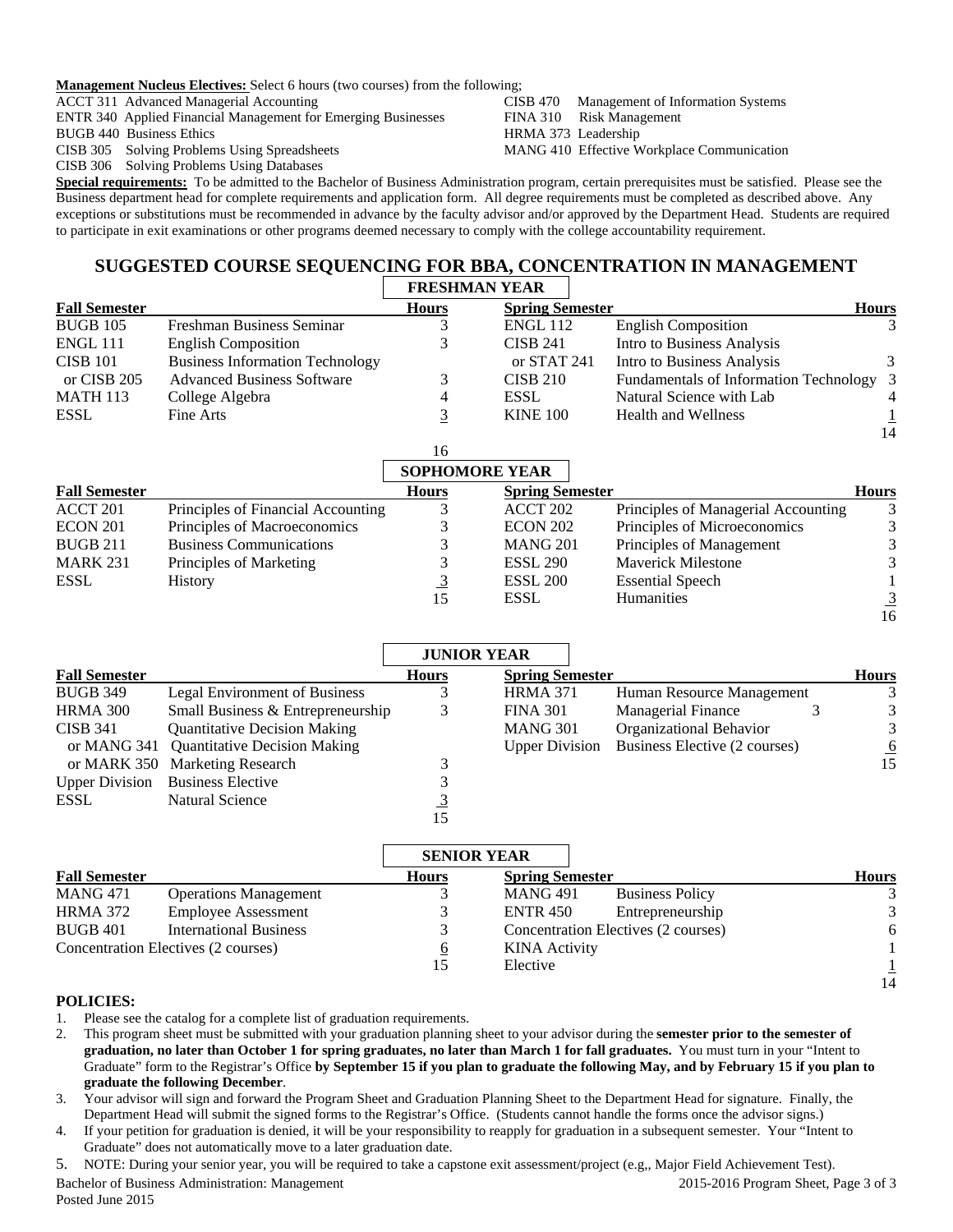**Management Nucleus Electives:** Select 6 hours (two courses) from the following;

ACCT 311 Advanced Managerial Accounting
ENTR 340 Applied Financial Management for Emerging Businesses
BUGB 440 Business Ethics
CISB 305 Solving Problems Using Spreadsheets
CISB 306 Solving Problems Using Databases
CISB 470 Management of Information Systems
FINA 310 Risk Management
HRMA 373 Leadership
MANG 410 Effective Workplace Communication

**Special requirements:** To be admitted to the Bachelor of Business Administration program, certain prerequisites must be satisfied. Please see the Business department head for complete requirements and application form. All degree requirements must be completed as described above. Any exceptions or substitutions must be recommended in advance by the faculty advisor and/or approved by the Department Head. Students are required to participate in exit examinations or other programs deemed necessary to comply with the college accountability requirement.

## SUGGESTED COURSE SEQUENCING FOR BBA, CONCENTRATION IN MANAGEMENT

### FRESHMAN YEAR

| Fall Semester | | Hours | Spring Semester | | Hours |
|---|---|---|---|---|---|
| BUGB 105 | Freshman Business Seminar | 3 | ENGL 112 | English Composition | 3 |
| ENGL 111 | English Composition | 3 | CISB 241 | Intro to Business Analysis | |
| CISB 101 | Business Information Technology | | or STAT 241 | Intro to Business Analysis | 3 |
| or CISB 205 | Advanced Business Software | 3 | CISB 210 | Fundamentals of Information Technology | 3 |
| MATH 113 | College Algebra | 4 | ESSL | Natural Science with Lab | 4 |
| ESSL | Fine Arts | 3 | KINE 100 | Health and Wellness | 1 |
| | | 16 | | | 14 |

### SOPHOMORE YEAR

| Fall Semester | | Hours | Spring Semester | | Hours |
|---|---|---|---|---|---|
| ACCT 201 | Principles of Financial Accounting | 3 | ACCT 202 | Principles of Managerial Accounting | 3 |
| ECON 201 | Principles of Macroeconomics | 3 | ECON 202 | Principles of Microeconomics | 3 |
| BUGB 211 | Business Communications | 3 | MANG 201 | Principles of Management | 3 |
| MARK 231 | Principles of Marketing | 3 | ESSL 290 | Maverick Milestone | 3 |
| ESSL | History | 3 | ESSL 200 | Essential Speech | 1 |
| | | 15 | ESSL | Humanities | 3 |
| | | | | | 16 |

### JUNIOR YEAR

| Fall Semester | | Hours | Spring Semester | | Hours |
|---|---|---|---|---|---|
| BUGB 349 | Legal Environment of Business | 3 | HRMA 371 | Human Resource Management | 3 |
| HRMA 300 | Small Business & Entrepreneurship | 3 | FINA 301 | Managerial Finance 3 | 3 |
| CISB 341 | Quantitative Decision Making | | MANG 301 | Organizational Behavior | 3 |
| or MANG 341 | Quantitative Decision Making | | Upper Division | Business Elective (2 courses) | 6 |
| or MARK 350 | Marketing Research | 3 | | | 15 |
| Upper Division | Business Elective | 3 | | | |
| ESSL | Natural Science | 3 | | | |
| | | 15 | | | |

### SENIOR YEAR

| Fall Semester | | Hours | Spring Semester | | Hours |
|---|---|---|---|---|---|
| MANG 471 | Operations Management | 3 | MANG 491 | Business Policy | 3 |
| HRMA 372 | Employee Assessment | 3 | ENTR 450 | Entrepreneurship | 3 |
| BUGB 401 | International Business | 3 | Concentration Electives (2 courses) | | 6 |
| Concentration Electives (2 courses) | | 6 | KINA Activity | | 1 |
| | | 15 | Elective | | 1 |
| | | | | | 14 |

**POLICIES:**

1. Please see the catalog for a complete list of graduation requirements.
2. This program sheet must be submitted with your graduation planning sheet to your advisor during the **semester prior to the semester of graduation, no later than October 1 for spring graduates, no later than March 1 for fall graduates.** You must turn in your "Intent to Graduate" form to the Registrar's Office **by September 15 if you plan to graduate the following May, and by February 15 if you plan to graduate the following December**.
3. Your advisor will sign and forward the Program Sheet and Graduation Planning Sheet to the Department Head for signature. Finally, the Department Head will submit the signed forms to the Registrar's Office. (Students cannot handle the forms once the advisor signs.)
4. If your petition for graduation is denied, it will be your responsibility to reapply for graduation in a subsequent semester. Your "Intent to Graduate" does not automatically move to a later graduation date.
5. NOTE: During your senior year, you will be required to take a capstone exit assessment/project (e.g,, Major Field Achievement Test).

Bachelor of Business Administration: Management
Posted June 2015